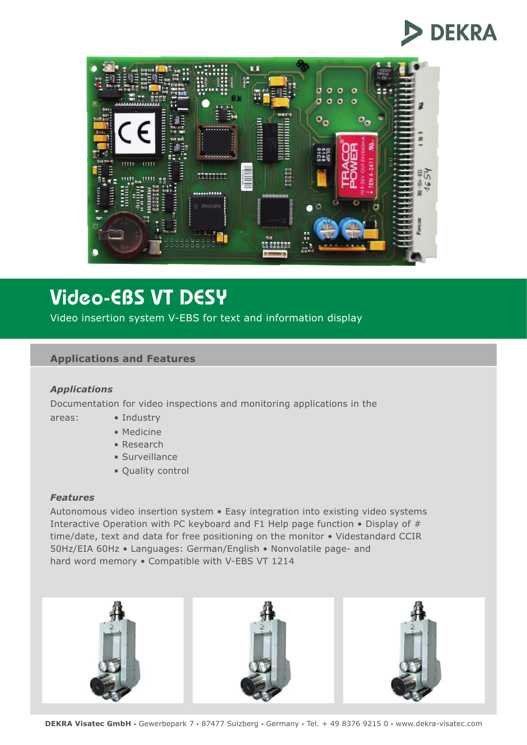# Video-EBS VT DESY

Video insertion system V-EBS for text and information display

## Applications and Features

### *Applications*

Documentation for video inspections and monitoring applications in the areas:

- Industry
- Medicine
- Research
- Surveillance
- Quality control

### *Features*

Autonomous video insertion system • Easy integration into existing video systems Interactive Operation with PC keyboard and F1 Help page function • Display of # time/date, text and data for free positioning on the monitor • Videstandard CCIR 50Hz/EIA 60Hz • Languages: German/English • Nonvolatile page- and hard word memory • Compatible with V-EBS VT 1214

**DEKRA Visatec GmbH** • Gewerbepark 7 • 87477 Sulzberg • Germany • Tel. + 49 8376 9215 0 • www.dekra-visatec.com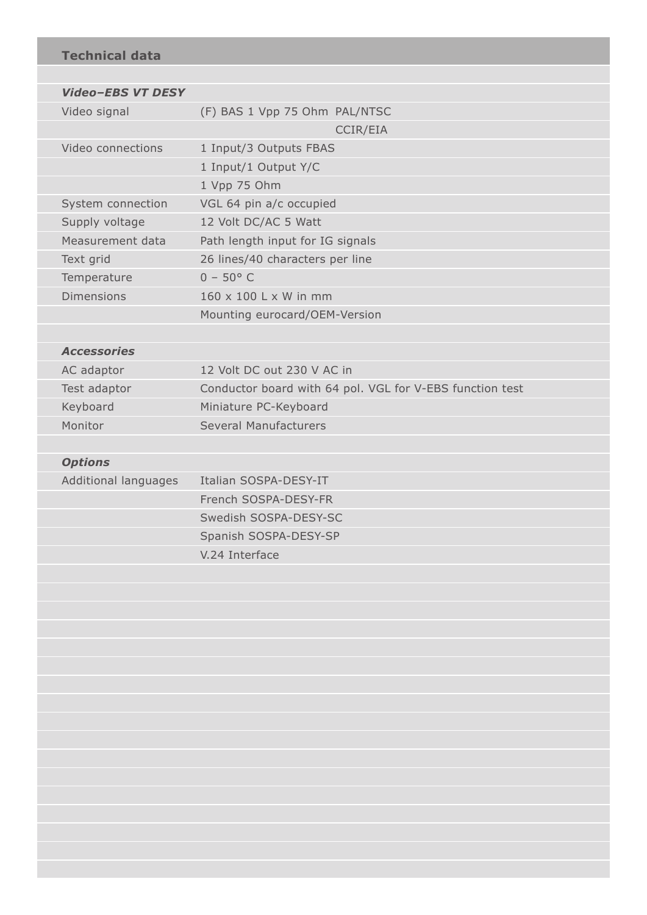## Technical data

| | |
|---|---|
| ***Video–EBS VT DESY*** | |
| Video signal | (F) BAS 1 Vpp 75 Ohm PAL/NTSC CCIR/EIA |
| Video connections | 1 Input/3 Outputs FBAS |
| | 1 Input/1 Output Y/C |
| | 1 Vpp 75 Ohm |
| System connection | VGL 64 pin a/c occupied |
| Supply voltage | 12 Volt DC/AC 5 Watt |
| Measurement data | Path length input for IG signals |
| Text grid | 26 lines/40 characters per line |
| Temperature | 0 – 50° C |
| Dimensions | 160 x 100 L x W in mm |
| | Mounting eurocard/OEM-Version |
| | |
| ***Accessories*** | |
| AC adaptor | 12 Volt DC out 230 V AC in |
| Test adaptor | Conductor board with 64 pol. VGL for V-EBS function test |
| Keyboard | Miniature PC-Keyboard |
| Monitor | Several Manufacturers |
| | |
| ***Options*** | |
| Additional languages | Italian SOSPA-DESY-IT |
| | French SOSPA-DESY-FR |
| | Swedish SOSPA-DESY-SC |
| | Spanish SOSPA-DESY-SP |
| | V.24 Interface |